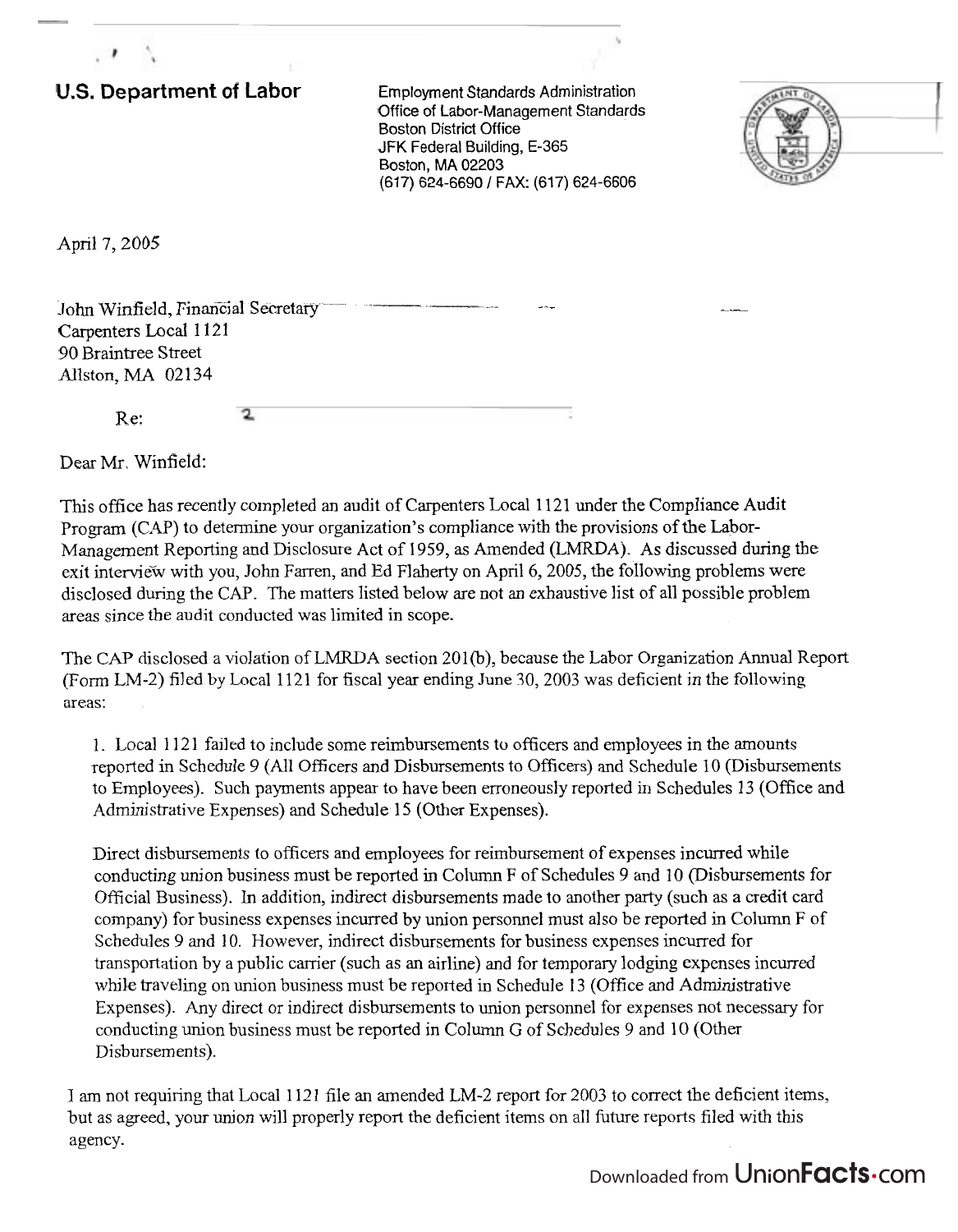**U.S. Department of Labor**

Employment Standards Administration
Office of Labor-Management Standards
Boston District Office
JFK Federal Building, E-365
Boston, MA 02203
(617) 624-6690 / FAX: (617) 624-6606

April 7, 2005

John Winfield, Financial Secretary
Carpenters Local 1121
90 Braintree Street
Allston, MA 02134

Re:

Dear Mr. Winfield:

This office has recently completed an audit of Carpenters Local 1121 under the Compliance Audit Program (CAP) to determine your organization's compliance with the provisions of the Labor-Management Reporting and Disclosure Act of 1959, as Amended (LMRDA). As discussed during the exit interview with you, John Farren, and Ed Flaherty on April 6, 2005, the following problems were disclosed during the CAP. The matters listed below are not an exhaustive list of all possible problem areas since the audit conducted was limited in scope.

The CAP disclosed a violation of LMRDA section 201(b), because the Labor Organization Annual Report (Form LM-2) filed by Local 1121 for fiscal year ending June 30, 2003 was deficient in the following areas:

1. Local 1121 failed to include some reimbursements to officers and employees in the amounts reported in Schedule 9 (All Officers and Disbursements to Officers) and Schedule 10 (Disbursements to Employees). Such payments appear to have been erroneously reported in Schedules 13 (Office and Administrative Expenses) and Schedule 15 (Other Expenses).

   Direct disbursements to officers and employees for reimbursement of expenses incurred while conducting union business must be reported in Column F of Schedules 9 and 10 (Disbursements for Official Business). In addition, indirect disbursements made to another party (such as a credit card company) for business expenses incurred by union personnel must also be reported in Column F of Schedules 9 and 10. However, indirect disbursements for business expenses incurred for transportation by a public carrier (such as an airline) and for temporary lodging expenses incurred while traveling on union business must be reported in Schedule 13 (Office and Administrative Expenses). Any direct or indirect disbursements to union personnel for expenses not necessary for conducting union business must be reported in Column G of Schedules 9 and 10 (Other Disbursements).

I am not requiring that Local 1121 file an amended LM-2 report for 2003 to correct the deficient items, but as agreed, your union will properly report the deficient items on all future reports filed with this agency.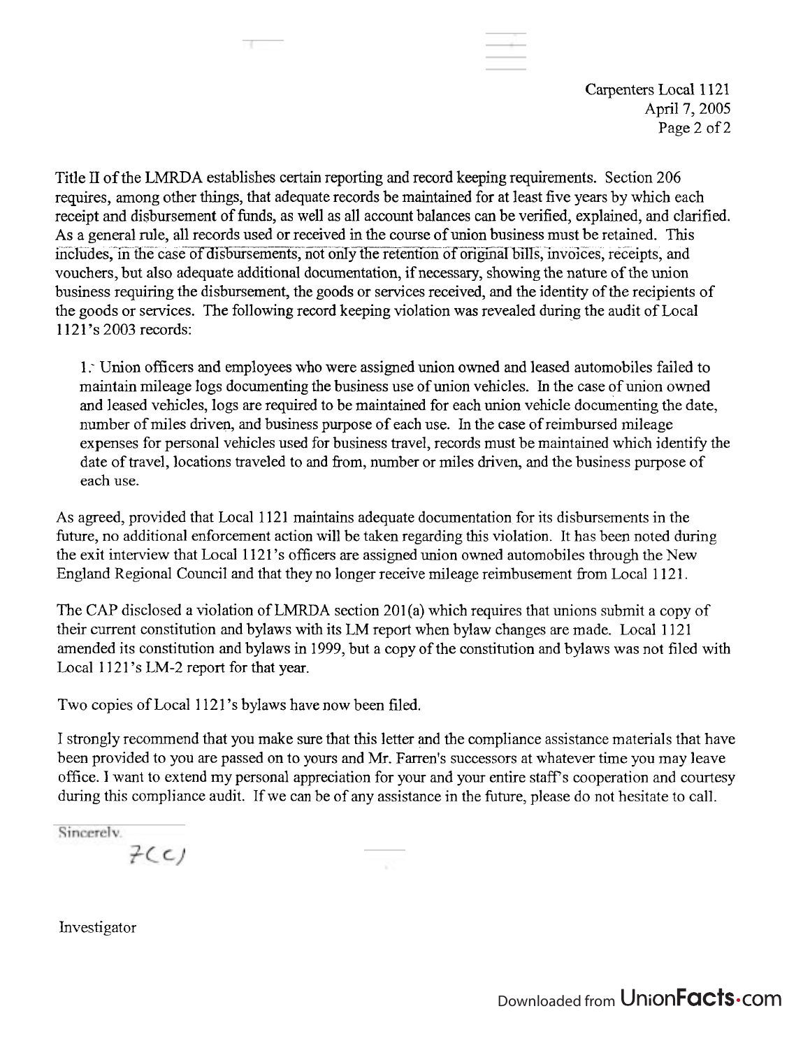Title II of the LMRDA establishes certain reporting and record keeping requirements. Section 206 requires, among other things, that adequate records be maintained for at least five years by which each receipt and disbursement of funds, as well as all account balances can be verified, explained, and clarified. As a general rule, all records used or received in the course of union business must be retained. This includes, in the case of disbursements, not only the retention of original bills, invoices, receipts, and vouchers, but also adequate additional documentation, if necessary, showing the nature of the union business requiring the disbursement, the goods or services received, and the identity of the recipients of the goods or services. The following record keeping violation was revealed during the audit of Local 1121's 2003 records:

1. Union officers and employees who were assigned union owned and leased automobiles failed to maintain mileage logs documenting the business use of union vehicles. In the case of union owned and leased vehicles, logs are required to be maintained for each union vehicle documenting the date, number of miles driven, and business purpose of each use. In the case of reimbursed mileage expenses for personal vehicles used for business travel, records must be maintained which identify the date of travel, locations traveled to and from, number or miles driven, and the business purpose of each use.

As agreed, provided that Local 1121 maintains adequate documentation for its disbursements in the future, no additional enforcement action will be taken regarding this violation. It has been noted during the exit interview that Local 1121's officers are assigned union owned automobiles through the New England Regional Council and that they no longer receive mileage reimbusement from Local 1121.

The CAP disclosed a violation of LMRDA section 201(a) which requires that unions submit a copy of their current constitution and bylaws with its LM report when bylaw changes are made. Local 1121 amended its constitution and bylaws in 1999, but a copy of the constitution and bylaws was not filed with Local 1121's LM-2 report for that year.

Two copies of Local 1121's bylaws have now been filed.

I strongly recommend that you make sure that this letter and the compliance assistance materials that have been provided to you are passed on to yours and Mr. Farren's successors at whatever time you may leave office. I want to extend my personal appreciation for your and your entire staff's cooperation and courtesy during this compliance audit. If we can be of any assistance in the future, please do not hesitate to call.

Sincerely,

7(C)

Investigator